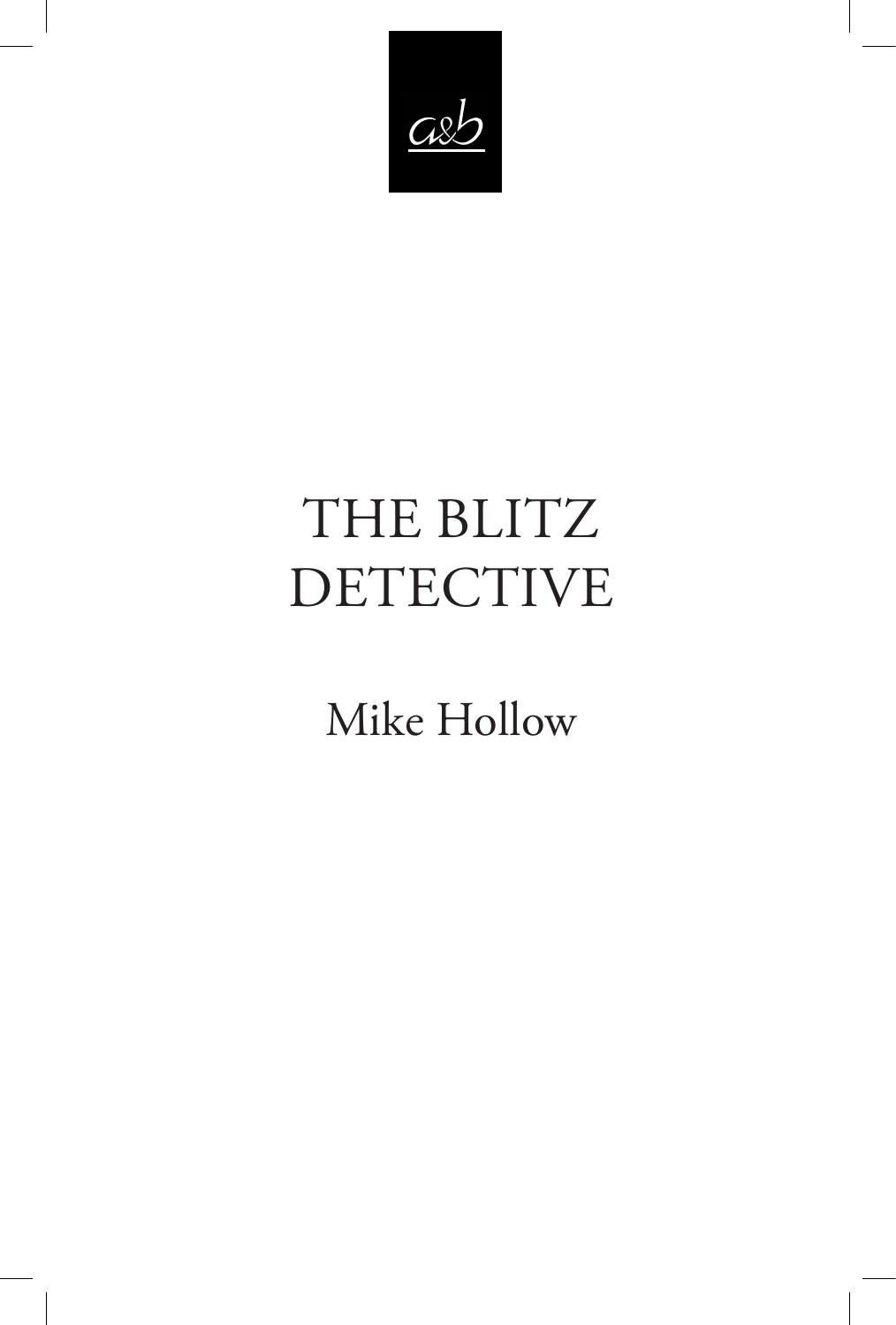a&b

# THE BLITZ DETECTIVE

Mike Hollow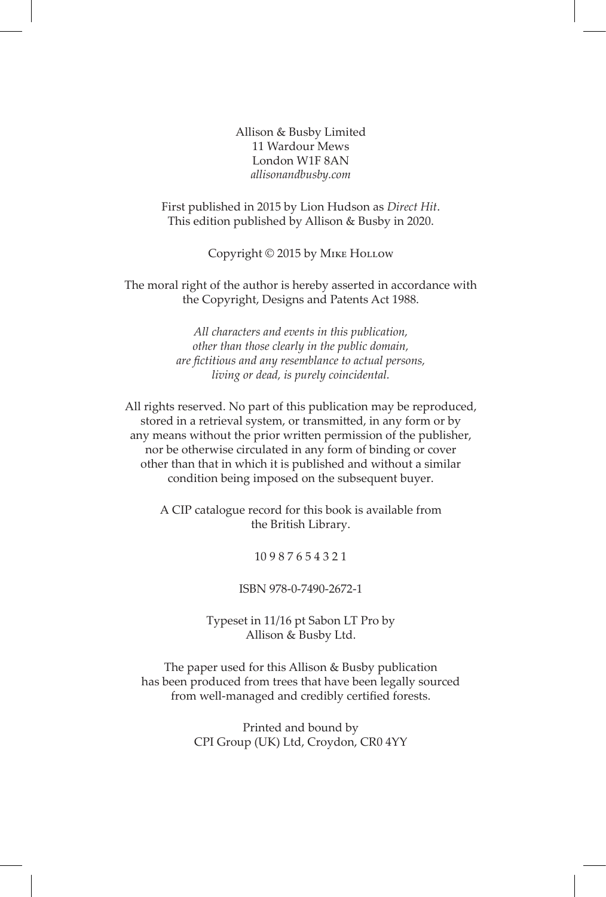Allison & Busby Limited
11 Wardour Mews
London W1F 8AN
*allisonandbusby.com*

First published in 2015 by Lion Hudson as *Direct Hit*.
This edition published by Allison & Busby in 2020.

Copyright © 2015 by Mike Hollow

The moral right of the author is hereby asserted in accordance with the Copyright, Designs and Patents Act 1988.

*All characters and events in this publication, other than those clearly in the public domain, are fictitious and any resemblance to actual persons, living or dead, is purely coincidental.*

All rights reserved. No part of this publication may be reproduced, stored in a retrieval system, or transmitted, in any form or by any means without the prior written permission of the publisher, nor be otherwise circulated in any form of binding or cover other than that in which it is published and without a similar condition being imposed on the subsequent buyer.

A CIP catalogue record for this book is available from the British Library.

10 9 8 7 6 5 4 3 2 1

ISBN 978-0-7490-2672-1

Typeset in 11/16 pt Sabon LT Pro by
Allison & Busby Ltd.

The paper used for this Allison & Busby publication has been produced from trees that have been legally sourced from well-managed and credibly certified forests.

Printed and bound by
CPI Group (UK) Ltd, Croydon, CR0 4YY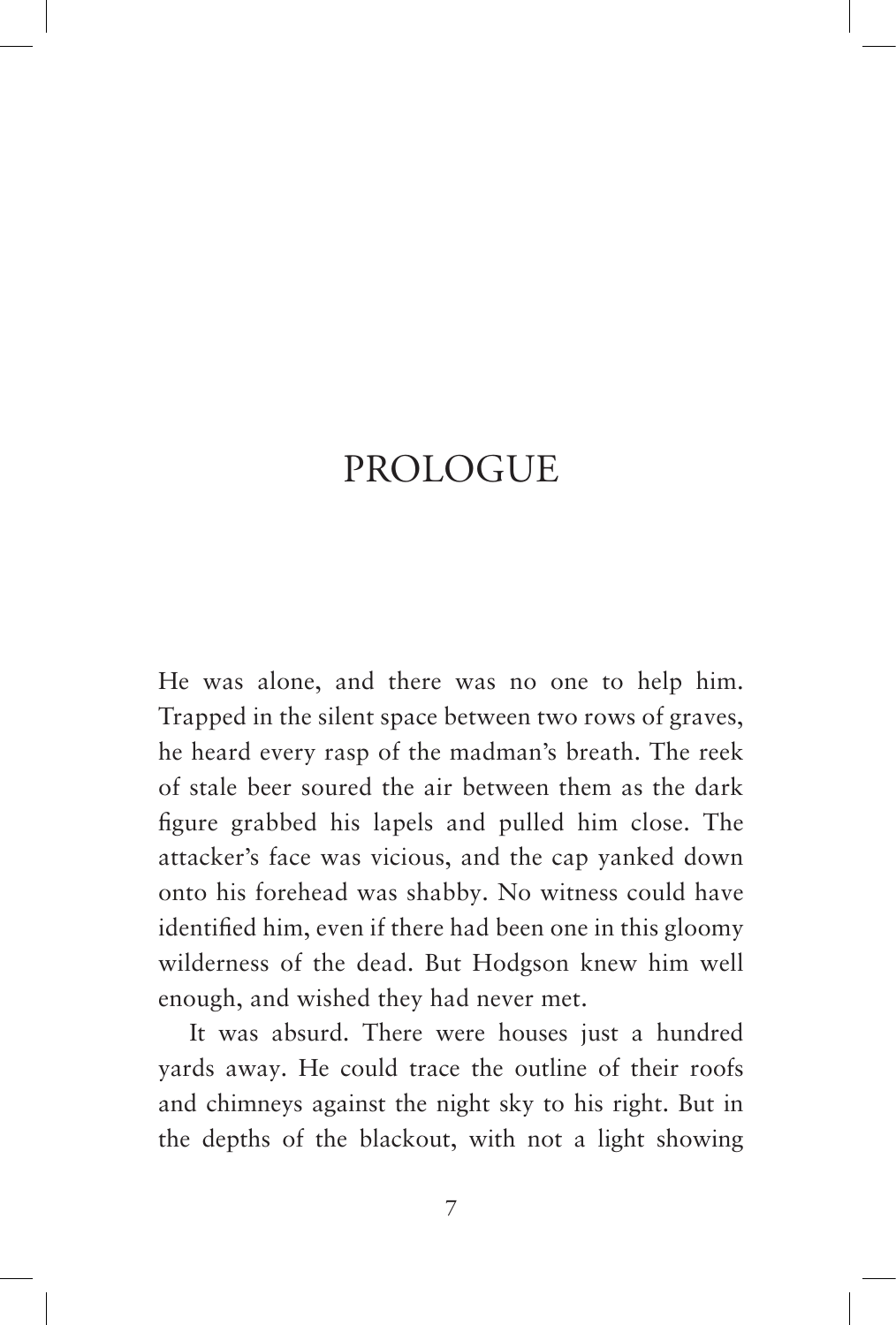# PROLOGUE

He was alone, and there was no one to help him. Trapped in the silent space between two rows of graves, he heard every rasp of the madman's breath. The reek of stale beer soured the air between them as the dark figure grabbed his lapels and pulled him close. The attacker's face was vicious, and the cap yanked down onto his forehead was shabby. No witness could have identified him, even if there had been one in this gloomy wilderness of the dead. But Hodgson knew him well enough, and wished they had never met.

It was absurd. There were houses just a hundred yards away. He could trace the outline of their roofs and chimneys against the night sky to his right. But in the depths of the blackout, with not a light showing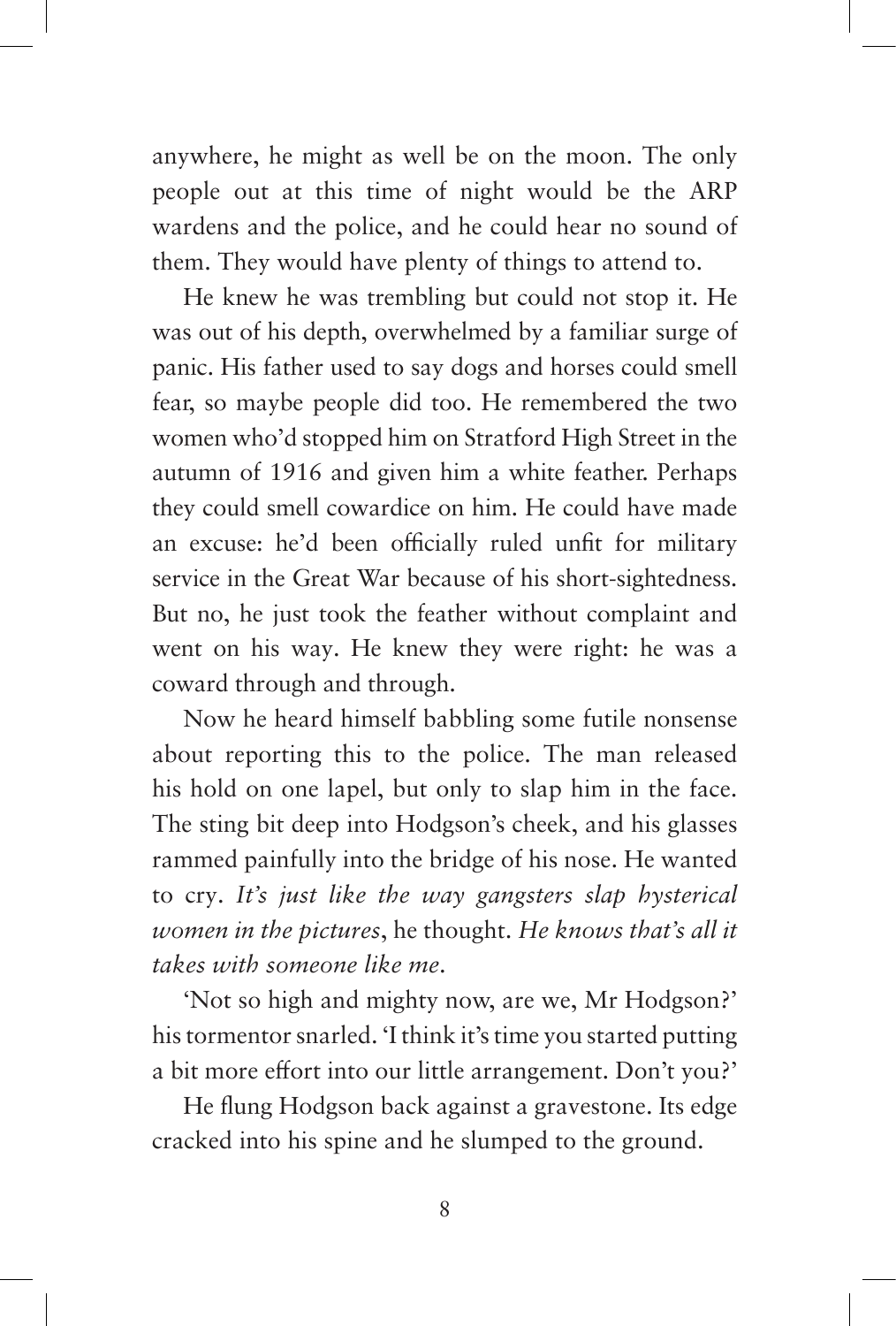anywhere, he might as well be on the moon. The only people out at this time of night would be the ARP wardens and the police, and he could hear no sound of them. They would have plenty of things to attend to.

He knew he was trembling but could not stop it. He was out of his depth, overwhelmed by a familiar surge of panic. His father used to say dogs and horses could smell fear, so maybe people did too. He remembered the two women who'd stopped him on Stratford High Street in the autumn of 1916 and given him a white feather. Perhaps they could smell cowardice on him. He could have made an excuse: he'd been officially ruled unfit for military service in the Great War because of his short-sightedness. But no, he just took the feather without complaint and went on his way. He knew they were right: he was a coward through and through.

Now he heard himself babbling some futile nonsense about reporting this to the police. The man released his hold on one lapel, but only to slap him in the face. The sting bit deep into Hodgson's cheek, and his glasses rammed painfully into the bridge of his nose. He wanted to cry. *It's just like the way gangsters slap hysterical women in the pictures*, he thought. *He knows that's all it takes with someone like me.*

'Not so high and mighty now, are we, Mr Hodgson?' his tormentor snarled. 'I think it's time you started putting a bit more effort into our little arrangement. Don't you?'

He flung Hodgson back against a gravestone. Its edge cracked into his spine and he slumped to the ground.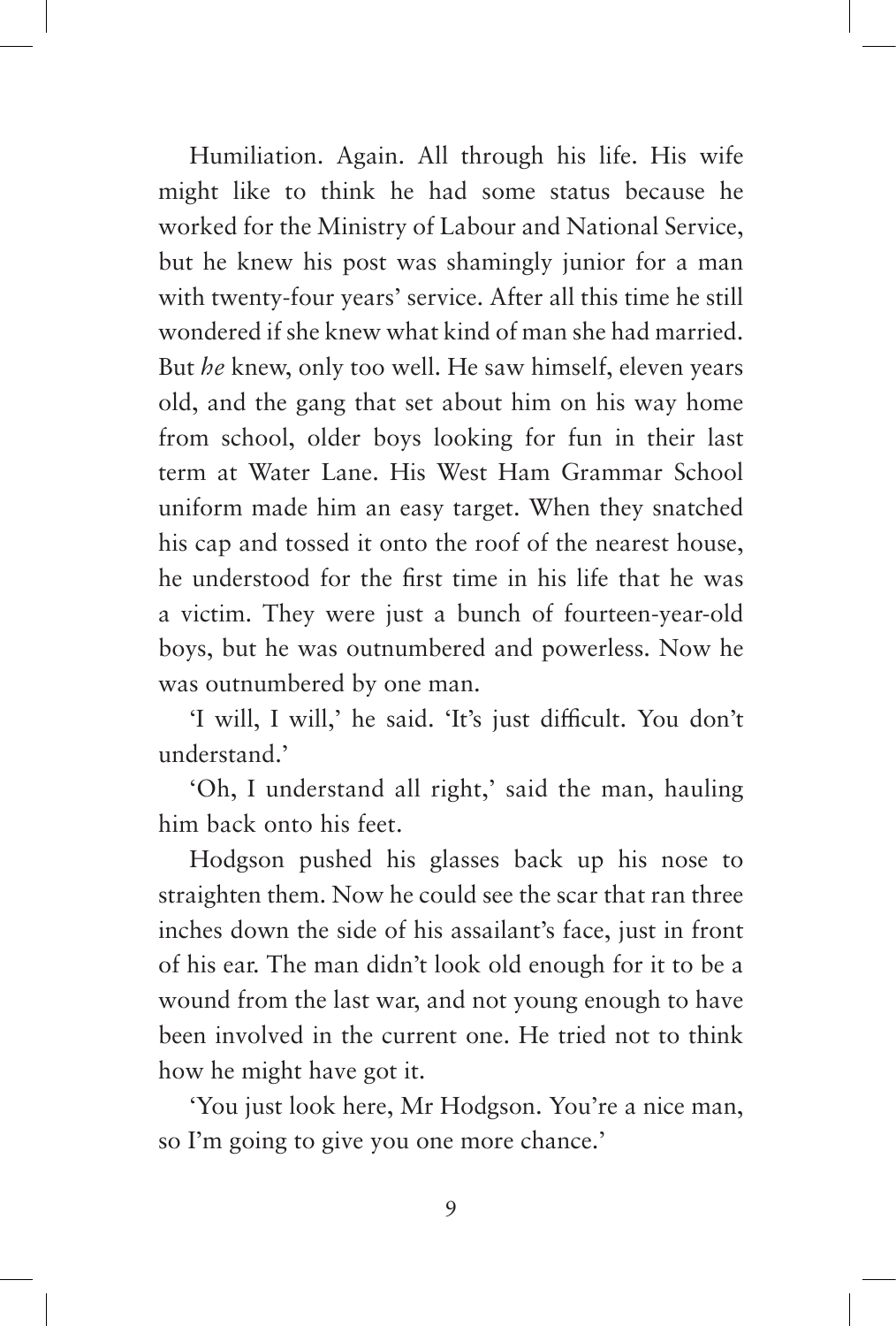Humiliation. Again. All through his life. His wife might like to think he had some status because he worked for the Ministry of Labour and National Service, but he knew his post was shamingly junior for a man with twenty-four years' service. After all this time he still wondered if she knew what kind of man she had married. But *he* knew, only too well. He saw himself, eleven years old, and the gang that set about him on his way home from school, older boys looking for fun in their last term at Water Lane. His West Ham Grammar School uniform made him an easy target. When they snatched his cap and tossed it onto the roof of the nearest house, he understood for the first time in his life that he was a victim. They were just a bunch of fourteen-year-old boys, but he was outnumbered and powerless. Now he was outnumbered by one man.

'I will, I will,' he said. 'It's just difficult. You don't understand.'

'Oh, I understand all right,' said the man, hauling him back onto his feet.

Hodgson pushed his glasses back up his nose to straighten them. Now he could see the scar that ran three inches down the side of his assailant's face, just in front of his ear. The man didn't look old enough for it to be a wound from the last war, and not young enough to have been involved in the current one. He tried not to think how he might have got it.

'You just look here, Mr Hodgson. You're a nice man, so I'm going to give you one more chance.'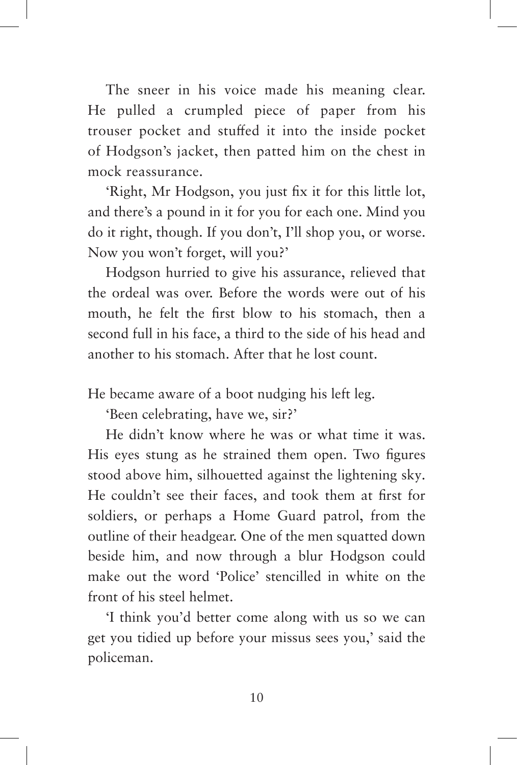The sneer in his voice made his meaning clear. He pulled a crumpled piece of paper from his trouser pocket and stuffed it into the inside pocket of Hodgson's jacket, then patted him on the chest in mock reassurance.

'Right, Mr Hodgson, you just fix it for this little lot, and there's a pound in it for you for each one. Mind you do it right, though. If you don't, I'll shop you, or worse. Now you won't forget, will you?'

Hodgson hurried to give his assurance, relieved that the ordeal was over. Before the words were out of his mouth, he felt the first blow to his stomach, then a second full in his face, a third to the side of his head and another to his stomach. After that he lost count.

He became aware of a boot nudging his left leg.

'Been celebrating, have we, sir?'

He didn't know where he was or what time it was. His eyes stung as he strained them open. Two figures stood above him, silhouetted against the lightening sky. He couldn't see their faces, and took them at first for soldiers, or perhaps a Home Guard patrol, from the outline of their headgear. One of the men squatted down beside him, and now through a blur Hodgson could make out the word 'Police' stencilled in white on the front of his steel helmet.

'I think you'd better come along with us so we can get you tidied up before your missus sees you,' said the policeman.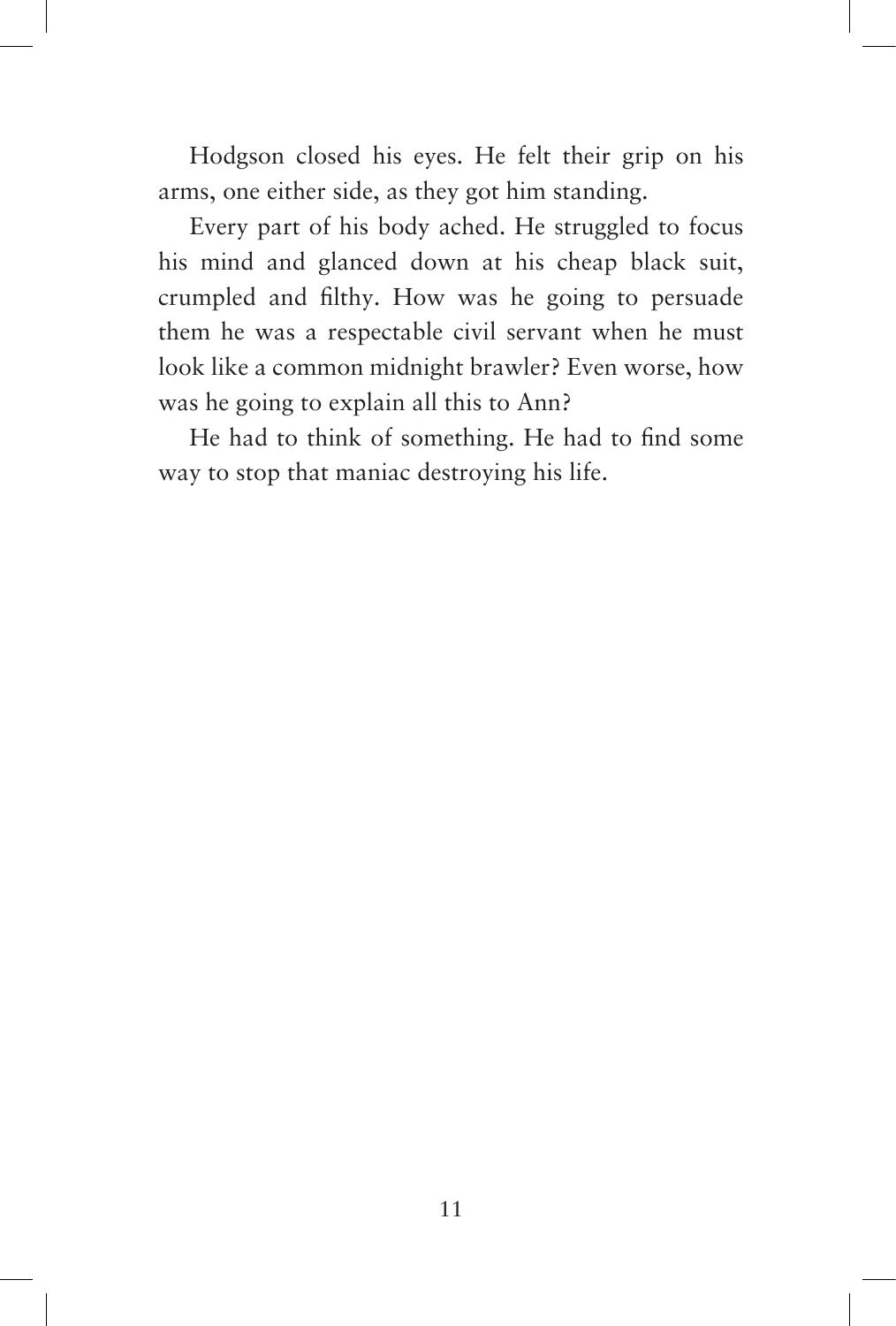Hodgson closed his eyes. He felt their grip on his arms, one either side, as they got him standing.

Every part of his body ached. He struggled to focus his mind and glanced down at his cheap black suit, crumpled and filthy. How was he going to persuade them he was a respectable civil servant when he must look like a common midnight brawler? Even worse, how was he going to explain all this to Ann?

He had to think of something. He had to find some way to stop that maniac destroying his life.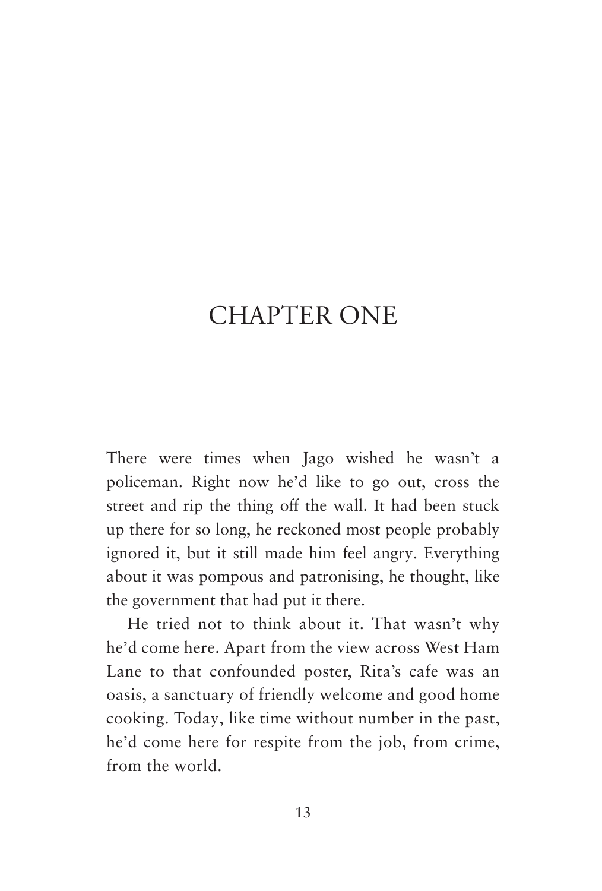# CHAPTER ONE

There were times when Jago wished he wasn't a policeman. Right now he'd like to go out, cross the street and rip the thing off the wall. It had been stuck up there for so long, he reckoned most people probably ignored it, but it still made him feel angry. Everything about it was pompous and patronising, he thought, like the government that had put it there.

He tried not to think about it. That wasn't why he'd come here. Apart from the view across West Ham Lane to that confounded poster, Rita's cafe was an oasis, a sanctuary of friendly welcome and good home cooking. Today, like time without number in the past, he'd come here for respite from the job, from crime, from the world.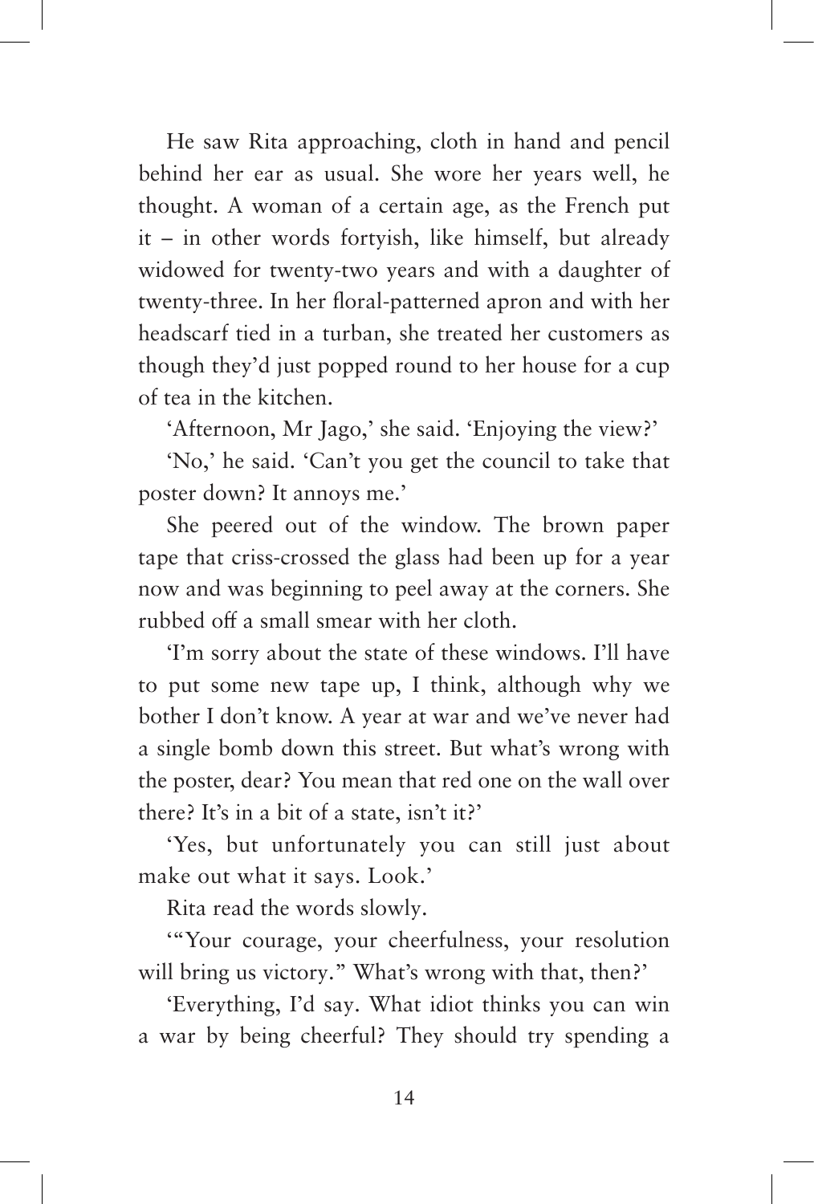He saw Rita approaching, cloth in hand and pencil behind her ear as usual. She wore her years well, he thought. A woman of a certain age, as the French put it – in other words fortyish, like himself, but already widowed for twenty-two years and with a daughter of twenty-three. In her floral-patterned apron and with her headscarf tied in a turban, she treated her customers as though they'd just popped round to her house for a cup of tea in the kitchen.

'Afternoon, Mr Jago,' she said. 'Enjoying the view?'

'No,' he said. 'Can't you get the council to take that poster down? It annoys me.'

She peered out of the window. The brown paper tape that criss-crossed the glass had been up for a year now and was beginning to peel away at the corners. She rubbed off a small smear with her cloth.

'I'm sorry about the state of these windows. I'll have to put some new tape up, I think, although why we bother I don't know. A year at war and we've never had a single bomb down this street. But what's wrong with the poster, dear? You mean that red one on the wall over there? It's in a bit of a state, isn't it?'

'Yes, but unfortunately you can still just about make out what it says. Look.'

Rita read the words slowly.

'"Your courage, your cheerfulness, your resolution will bring us victory." What's wrong with that, then?'

'Everything, I'd say. What idiot thinks you can win a war by being cheerful? They should try spending a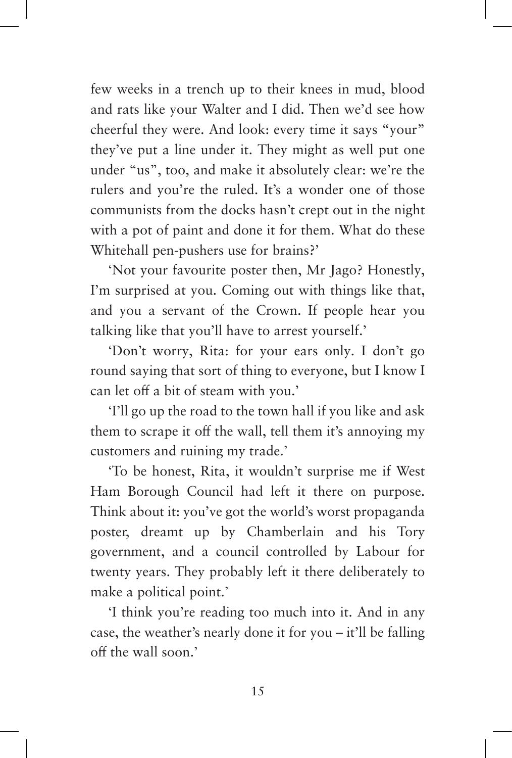few weeks in a trench up to their knees in mud, blood and rats like your Walter and I did. Then we'd see how cheerful they were. And look: every time it says "your" they've put a line under it. They might as well put one under "us", too, and make it absolutely clear: we're the rulers and you're the ruled. It's a wonder one of those communists from the docks hasn't crept out in the night with a pot of paint and done it for them. What do these Whitehall pen-pushers use for brains?'

'Not your favourite poster then, Mr Jago? Honestly, I'm surprised at you. Coming out with things like that, and you a servant of the Crown. If people hear you talking like that you'll have to arrest yourself.'

'Don't worry, Rita: for your ears only. I don't go round saying that sort of thing to everyone, but I know I can let off a bit of steam with you.'

'I'll go up the road to the town hall if you like and ask them to scrape it off the wall, tell them it's annoying my customers and ruining my trade.'

'To be honest, Rita, it wouldn't surprise me if West Ham Borough Council had left it there on purpose. Think about it: you've got the world's worst propaganda poster, dreamt up by Chamberlain and his Tory government, and a council controlled by Labour for twenty years. They probably left it there deliberately to make a political point.'

'I think you're reading too much into it. And in any case, the weather's nearly done it for you – it'll be falling off the wall soon.'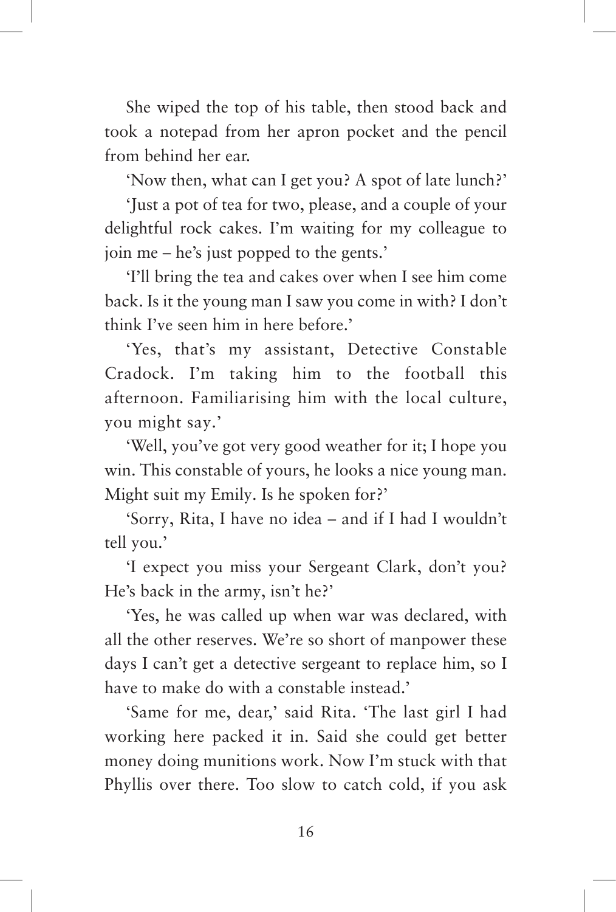She wiped the top of his table, then stood back and took a notepad from her apron pocket and the pencil from behind her ear.

'Now then, what can I get you? A spot of late lunch?'

'Just a pot of tea for two, please, and a couple of your delightful rock cakes. I'm waiting for my colleague to join me – he's just popped to the gents.'

'I'll bring the tea and cakes over when I see him come back. Is it the young man I saw you come in with? I don't think I've seen him in here before.'

'Yes, that's my assistant, Detective Constable Cradock. I'm taking him to the football this afternoon. Familiarising him with the local culture, you might say.'

'Well, you've got very good weather for it; I hope you win. This constable of yours, he looks a nice young man. Might suit my Emily. Is he spoken for?'

'Sorry, Rita, I have no idea – and if I had I wouldn't tell you.'

'I expect you miss your Sergeant Clark, don't you? He's back in the army, isn't he?'

'Yes, he was called up when war was declared, with all the other reserves. We're so short of manpower these days I can't get a detective sergeant to replace him, so I have to make do with a constable instead.'

'Same for me, dear,' said Rita. 'The last girl I had working here packed it in. Said she could get better money doing munitions work. Now I'm stuck with that Phyllis over there. Too slow to catch cold, if you ask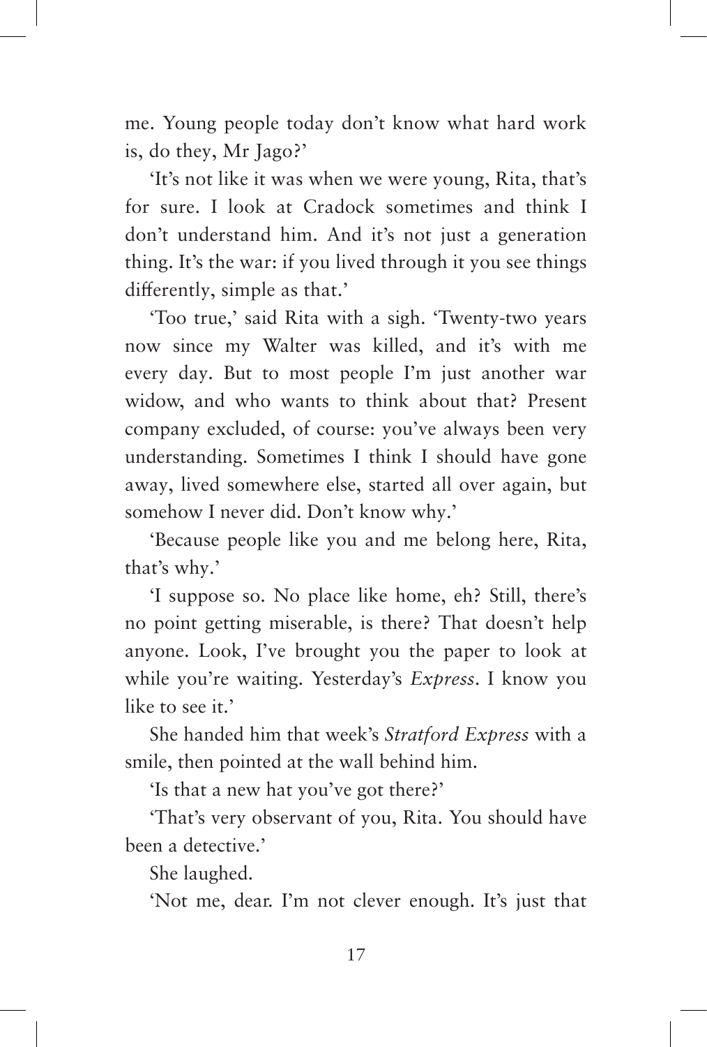me. Young people today don't know what hard work is, do they, Mr Jago?'

'It's not like it was when we were young, Rita, that's for sure. I look at Cradock sometimes and think I don't understand him. And it's not just a generation thing. It's the war: if you lived through it you see things differently, simple as that.'

'Too true,' said Rita with a sigh. 'Twenty-two years now since my Walter was killed, and it's with me every day. But to most people I'm just another war widow, and who wants to think about that? Present company excluded, of course: you've always been very understanding. Sometimes I think I should have gone away, lived somewhere else, started all over again, but somehow I never did. Don't know why.'

'Because people like you and me belong here, Rita, that's why.'

'I suppose so. No place like home, eh? Still, there's no point getting miserable, is there? That doesn't help anyone. Look, I've brought you the paper to look at while you're waiting. Yesterday's *Express*. I know you like to see it.'

She handed him that week's *Stratford Express* with a smile, then pointed at the wall behind him.

'Is that a new hat you've got there?'

'That's very observant of you, Rita. You should have been a detective.'

She laughed.

'Not me, dear. I'm not clever enough. It's just that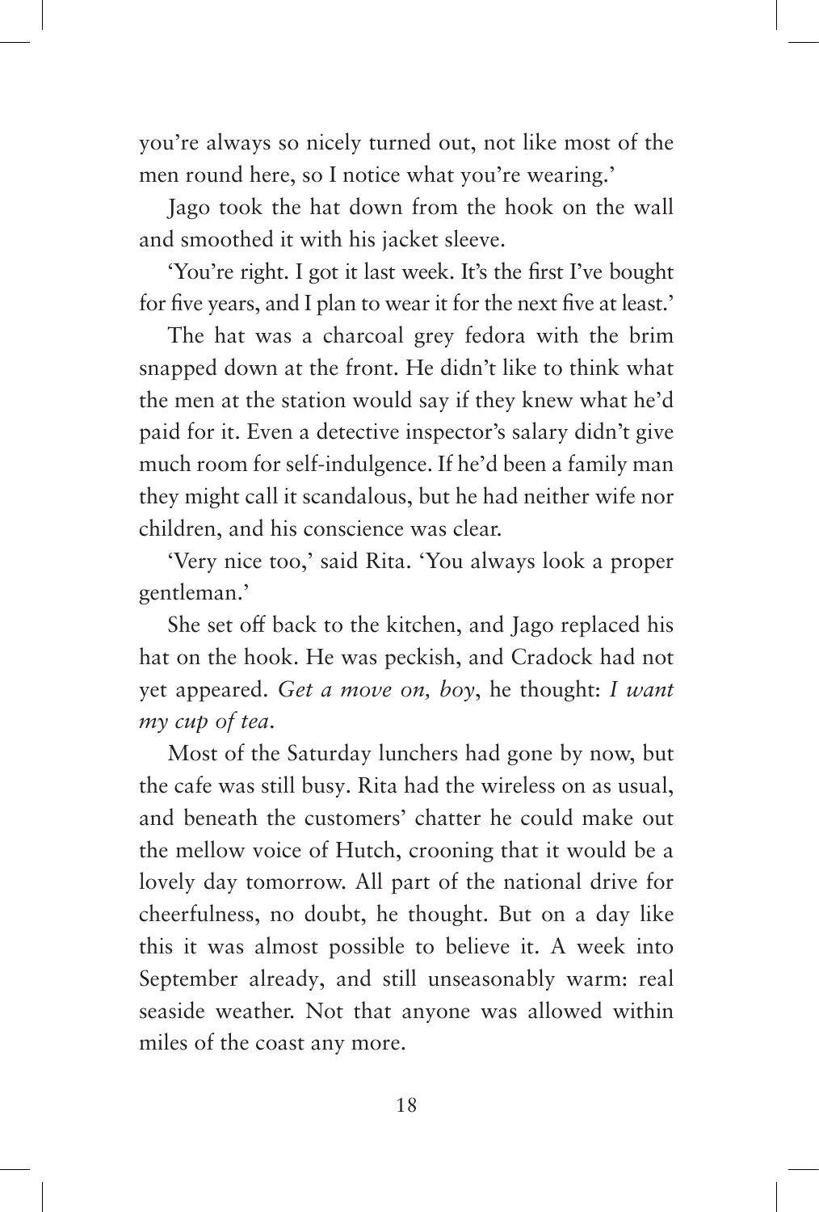you're always so nicely turned out, not like most of the men round here, so I notice what you're wearing.'

Jago took the hat down from the hook on the wall and smoothed it with his jacket sleeve.

'You're right. I got it last week. It's the first I've bought for five years, and I plan to wear it for the next five at least.'

The hat was a charcoal grey fedora with the brim snapped down at the front. He didn't like to think what the men at the station would say if they knew what he'd paid for it. Even a detective inspector's salary didn't give much room for self-indulgence. If he'd been a family man they might call it scandalous, but he had neither wife nor children, and his conscience was clear.

'Very nice too,' said Rita. 'You always look a proper gentleman.'

She set off back to the kitchen, and Jago replaced his hat on the hook. He was peckish, and Cradock had not yet appeared. *Get a move on, boy*, he thought: *I want my cup of tea*.

Most of the Saturday lunchers had gone by now, but the cafe was still busy. Rita had the wireless on as usual, and beneath the customers' chatter he could make out the mellow voice of Hutch, crooning that it would be a lovely day tomorrow. All part of the national drive for cheerfulness, no doubt, he thought. But on a day like this it was almost possible to believe it. A week into September already, and still unseasonably warm: real seaside weather. Not that anyone was allowed within miles of the coast any more.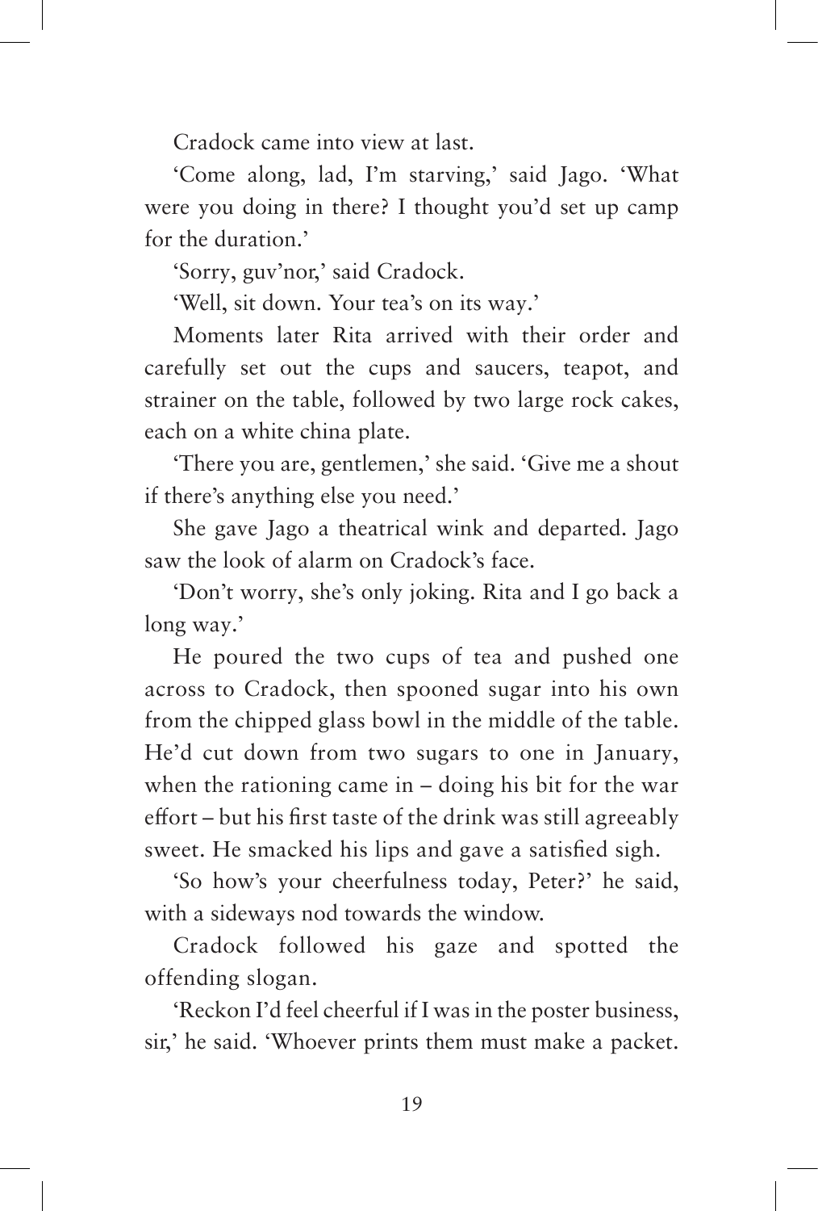Cradock came into view at last.

'Come along, lad, I'm starving,' said Jago. 'What were you doing in there? I thought you'd set up camp for the duration.'

'Sorry, guv'nor,' said Cradock.

'Well, sit down. Your tea's on its way.'

Moments later Rita arrived with their order and carefully set out the cups and saucers, teapot, and strainer on the table, followed by two large rock cakes, each on a white china plate.

'There you are, gentlemen,' she said. 'Give me a shout if there's anything else you need.'

She gave Jago a theatrical wink and departed. Jago saw the look of alarm on Cradock's face.

'Don't worry, she's only joking. Rita and I go back a long way.'

He poured the two cups of tea and pushed one across to Cradock, then spooned sugar into his own from the chipped glass bowl in the middle of the table. He'd cut down from two sugars to one in January, when the rationing came in – doing his bit for the war effort – but his first taste of the drink was still agreeably sweet. He smacked his lips and gave a satisfied sigh.

'So how's your cheerfulness today, Peter?' he said, with a sideways nod towards the window.

Cradock followed his gaze and spotted the offending slogan.

'Reckon I'd feel cheerful if I was in the poster business, sir,' he said. 'Whoever prints them must make a packet.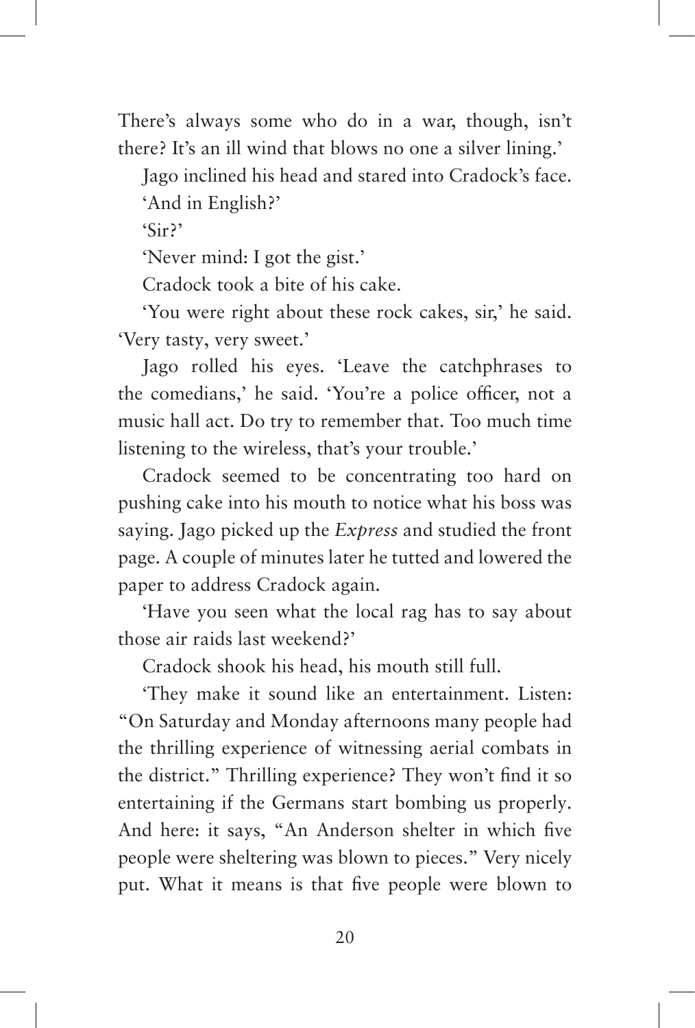There's always some who do in a war, though, isn't there? It's an ill wind that blows no one a silver lining.'

Jago inclined his head and stared into Cradock's face. 'And in English?'

'Sir?'

'Never mind: I got the gist.'

Cradock took a bite of his cake.

'You were right about these rock cakes, sir,' he said. 'Very tasty, very sweet.'

Jago rolled his eyes. 'Leave the catchphrases to the comedians,' he said. 'You're a police officer, not a music hall act. Do try to remember that. Too much time listening to the wireless, that's your trouble.'

Cradock seemed to be concentrating too hard on pushing cake into his mouth to notice what his boss was saying. Jago picked up the *Express* and studied the front page. A couple of minutes later he tutted and lowered the paper to address Cradock again.

'Have you seen what the local rag has to say about those air raids last weekend?'

Cradock shook his head, his mouth still full.

'They make it sound like an entertainment. Listen: "On Saturday and Monday afternoons many people had the thrilling experience of witnessing aerial combats in the district." Thrilling experience? They won't find it so entertaining if the Germans start bombing us properly. And here: it says, "An Anderson shelter in which five people were sheltering was blown to pieces." Very nicely put. What it means is that five people were blown to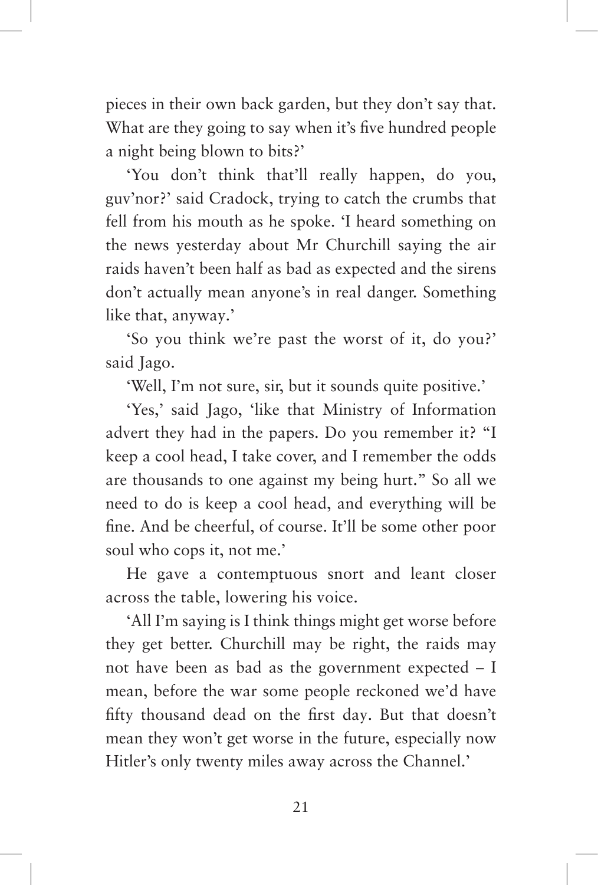pieces in their own back garden, but they don't say that. What are they going to say when it's five hundred people a night being blown to bits?'

'You don't think that'll really happen, do you, guv'nor?' said Cradock, trying to catch the crumbs that fell from his mouth as he spoke. 'I heard something on the news yesterday about Mr Churchill saying the air raids haven't been half as bad as expected and the sirens don't actually mean anyone's in real danger. Something like that, anyway.'

'So you think we're past the worst of it, do you?' said Jago.

'Well, I'm not sure, sir, but it sounds quite positive.'

'Yes,' said Jago, 'like that Ministry of Information advert they had in the papers. Do you remember it? "I keep a cool head, I take cover, and I remember the odds are thousands to one against my being hurt." So all we need to do is keep a cool head, and everything will be fine. And be cheerful, of course. It'll be some other poor soul who cops it, not me.'

He gave a contemptuous snort and leant closer across the table, lowering his voice.

'All I'm saying is I think things might get worse before they get better. Churchill may be right, the raids may not have been as bad as the government expected – I mean, before the war some people reckoned we'd have fifty thousand dead on the first day. But that doesn't mean they won't get worse in the future, especially now Hitler's only twenty miles away across the Channel.'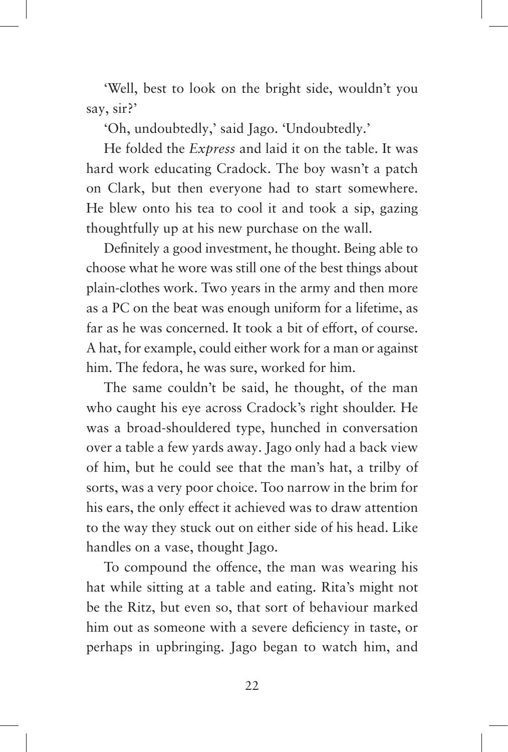'Well, best to look on the bright side, wouldn't you say, sir?'

'Oh, undoubtedly,' said Jago. 'Undoubtedly.'

He folded the *Express* and laid it on the table. It was hard work educating Cradock. The boy wasn't a patch on Clark, but then everyone had to start somewhere. He blew onto his tea to cool it and took a sip, gazing thoughtfully up at his new purchase on the wall.

Definitely a good investment, he thought. Being able to choose what he wore was still one of the best things about plain-clothes work. Two years in the army and then more as a PC on the beat was enough uniform for a lifetime, as far as he was concerned. It took a bit of effort, of course. A hat, for example, could either work for a man or against him. The fedora, he was sure, worked for him.

The same couldn't be said, he thought, of the man who caught his eye across Cradock's right shoulder. He was a broad-shouldered type, hunched in conversation over a table a few yards away. Jago only had a back view of him, but he could see that the man's hat, a trilby of sorts, was a very poor choice. Too narrow in the brim for his ears, the only effect it achieved was to draw attention to the way they stuck out on either side of his head. Like handles on a vase, thought Jago.

To compound the offence, the man was wearing his hat while sitting at a table and eating. Rita's might not be the Ritz, but even so, that sort of behaviour marked him out as someone with a severe deficiency in taste, or perhaps in upbringing. Jago began to watch him, and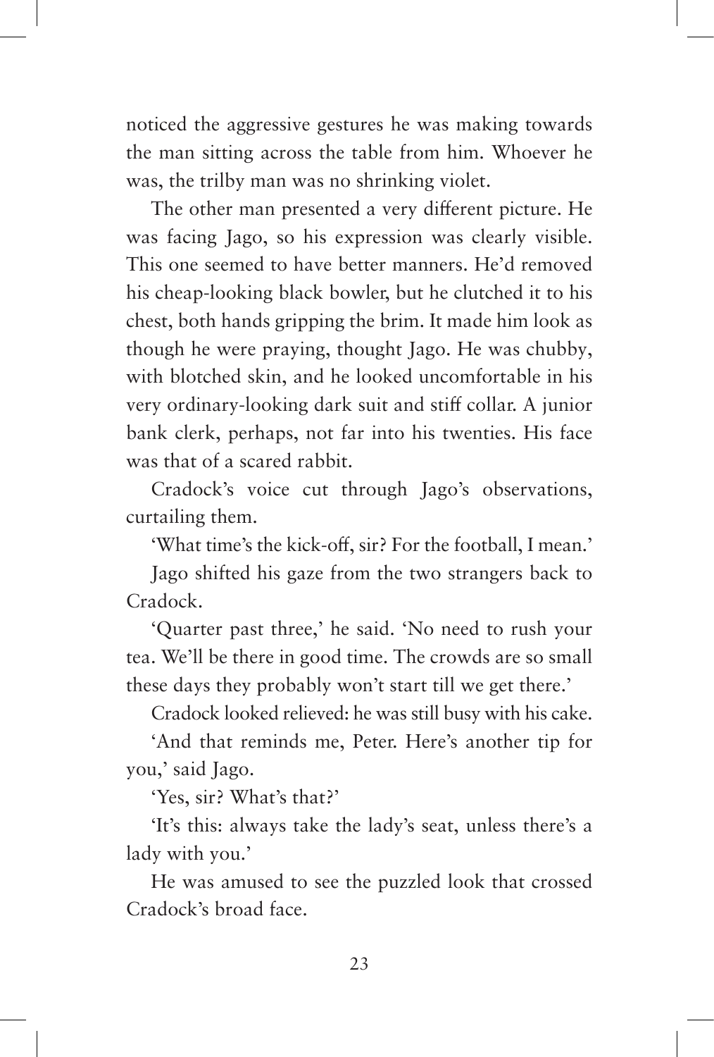noticed the aggressive gestures he was making towards the man sitting across the table from him. Whoever he was, the trilby man was no shrinking violet.

The other man presented a very different picture. He was facing Jago, so his expression was clearly visible. This one seemed to have better manners. He'd removed his cheap-looking black bowler, but he clutched it to his chest, both hands gripping the brim. It made him look as though he were praying, thought Jago. He was chubby, with blotched skin, and he looked uncomfortable in his very ordinary-looking dark suit and stiff collar. A junior bank clerk, perhaps, not far into his twenties. His face was that of a scared rabbit.

Cradock's voice cut through Jago's observations, curtailing them.

'What time's the kick-off, sir? For the football, I mean.'

Jago shifted his gaze from the two strangers back to Cradock.

'Quarter past three,' he said. 'No need to rush your tea. We'll be there in good time. The crowds are so small these days they probably won't start till we get there.'

Cradock looked relieved: he was still busy with his cake.

'And that reminds me, Peter. Here's another tip for you,' said Jago.

'Yes, sir? What's that?'

'It's this: always take the lady's seat, unless there's a lady with you.'

He was amused to see the puzzled look that crossed Cradock's broad face.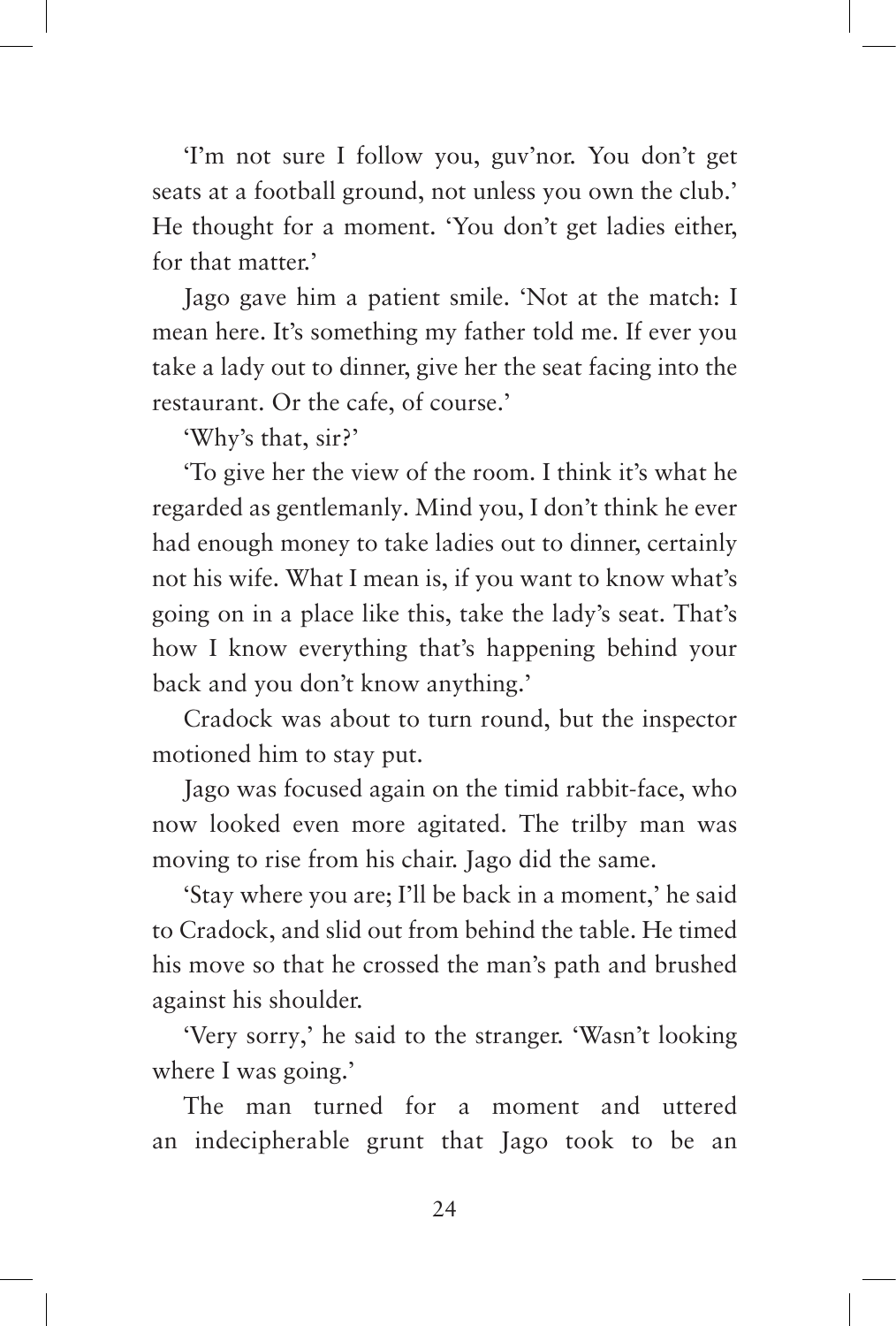'I'm not sure I follow you, guv'nor. You don't get seats at a football ground, not unless you own the club.' He thought for a moment. 'You don't get ladies either, for that matter.'

Jago gave him a patient smile. 'Not at the match: I mean here. It's something my father told me. If ever you take a lady out to dinner, give her the seat facing into the restaurant. Or the cafe, of course.'

'Why's that, sir?'

'To give her the view of the room. I think it's what he regarded as gentlemanly. Mind you, I don't think he ever had enough money to take ladies out to dinner, certainly not his wife. What I mean is, if you want to know what's going on in a place like this, take the lady's seat. That's how I know everything that's happening behind your back and you don't know anything.'

Cradock was about to turn round, but the inspector motioned him to stay put.

Jago was focused again on the timid rabbit-face, who now looked even more agitated. The trilby man was moving to rise from his chair. Jago did the same.

'Stay where you are; I'll be back in a moment,' he said to Cradock, and slid out from behind the table. He timed his move so that he crossed the man's path and brushed against his shoulder.

'Very sorry,' he said to the stranger. 'Wasn't looking where I was going.'

The man turned for a moment and uttered an indecipherable grunt that Jago took to be an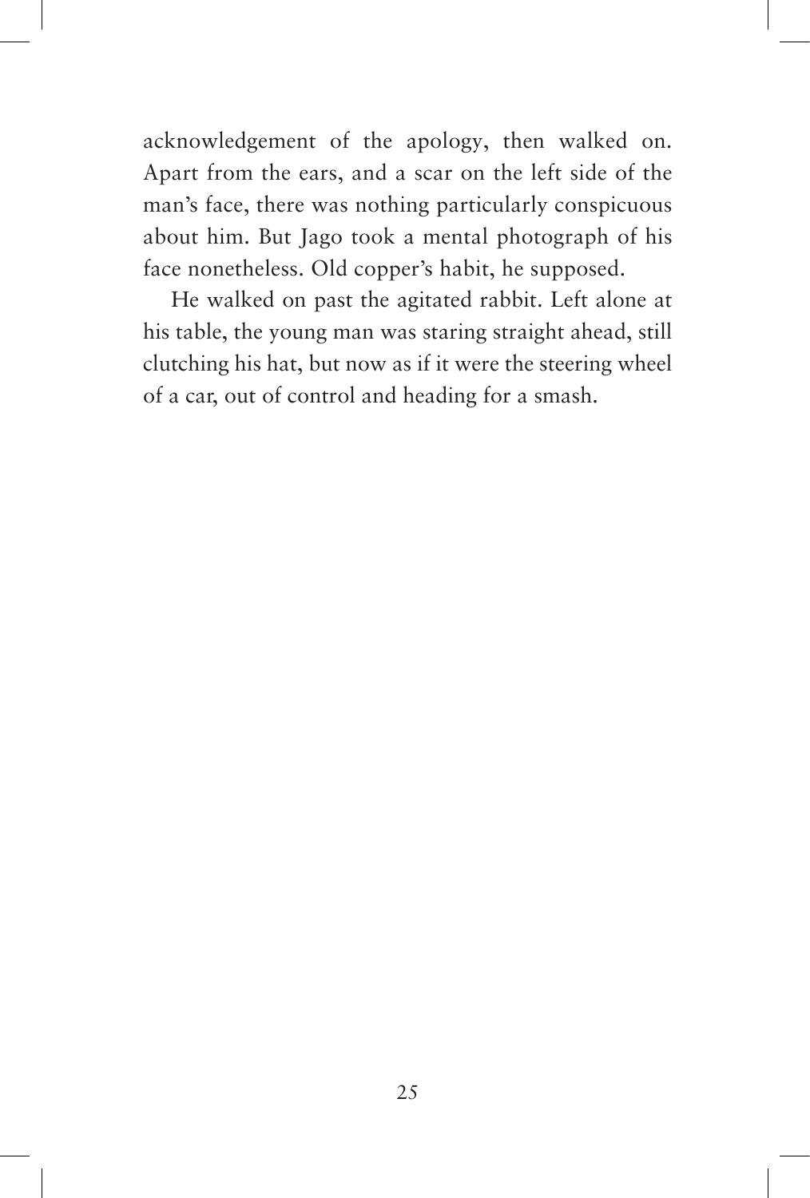acknowledgement of the apology, then walked on. Apart from the ears, and a scar on the left side of the man's face, there was nothing particularly conspicuous about him. But Jago took a mental photograph of his face nonetheless. Old copper's habit, he supposed.

He walked on past the agitated rabbit. Left alone at his table, the young man was staring straight ahead, still clutching his hat, but now as if it were the steering wheel of a car, out of control and heading for a smash.